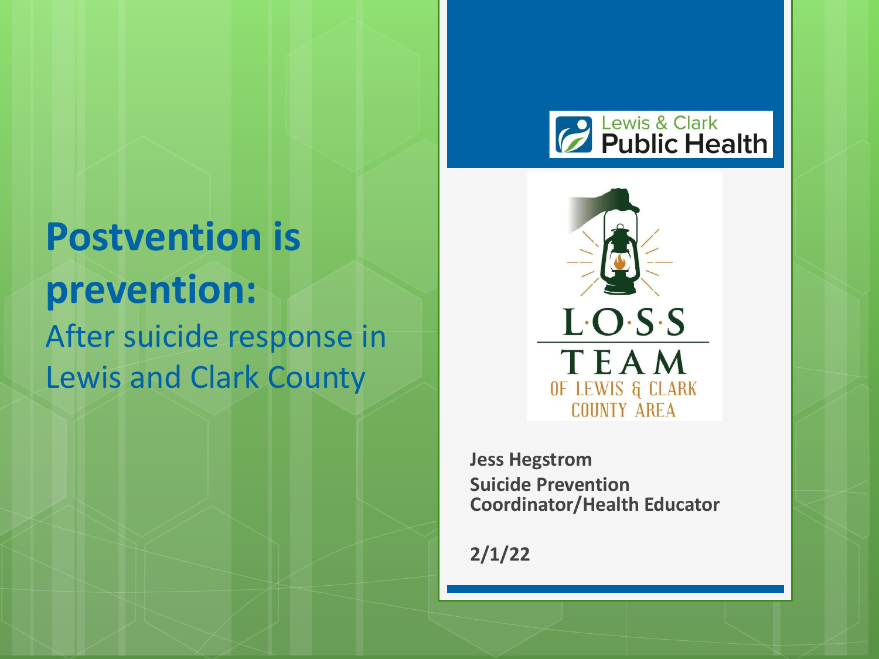# Postvention is prevention:

After suicide response in Lewis and Clark County

Lewis & Clark Public Health

L·O·S·S TEAM OF LEWIS & CLARK COUNTY AREA

**Jess Hegstrom**
**Suicide Prevention Coordinator/Health Educator**

**2/1/22**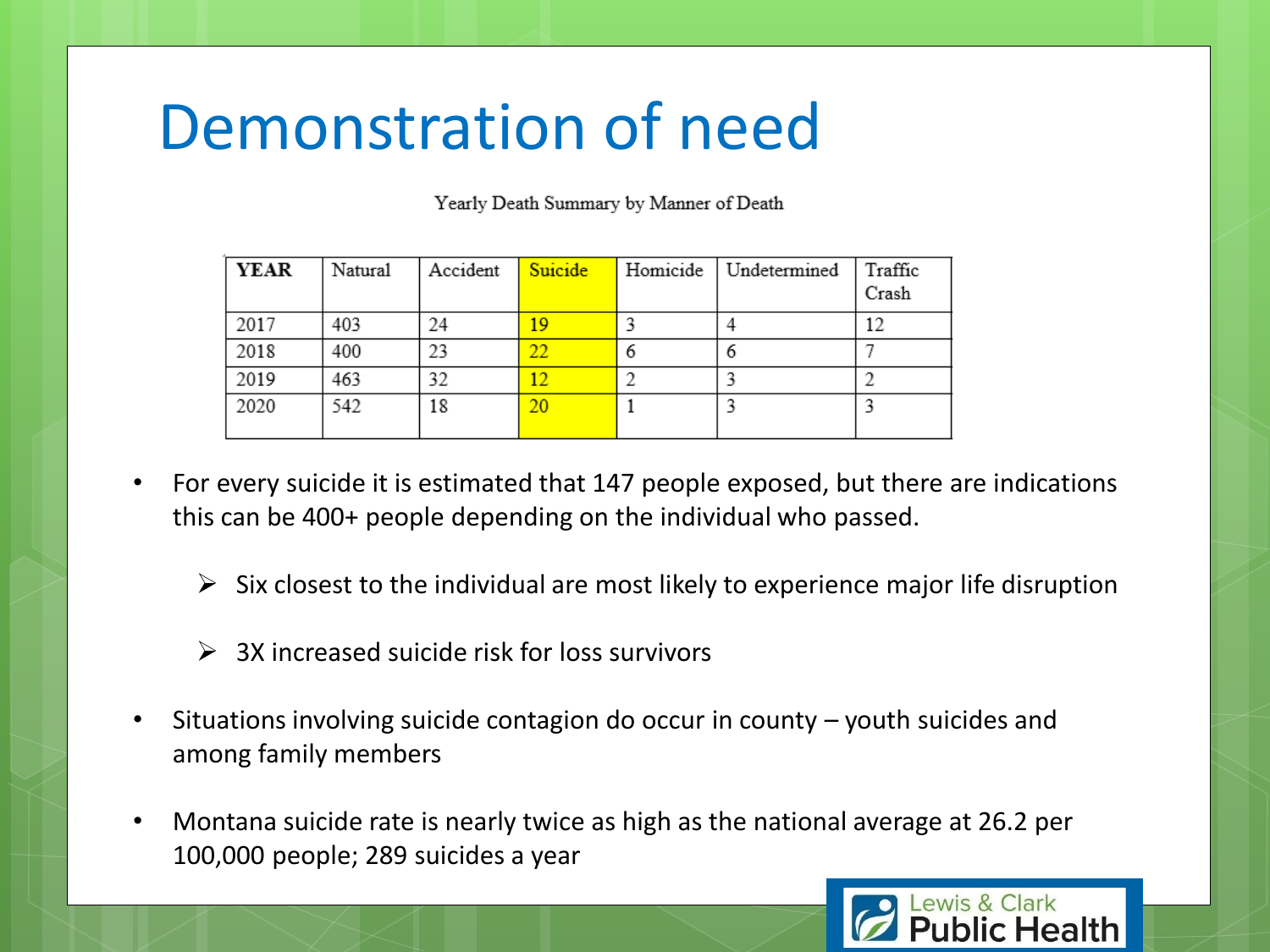# Demonstration of need

Yearly Death Summary by Manner of Death

| YEAR | Natural | Accident | Suicide | Homicide | Undetermined | Traffic Crash |
|---|---|---|---|---|---|---|
| 2017 | 403 | 24 | 19 | 3 | 4 | 12 |
| 2018 | 400 | 23 | 22 | 6 | 6 | 7 |
| 2019 | 463 | 32 | 12 | 2 | 3 | 2 |
| 2020 | 542 | 18 | 20 | 1 | 3 | 3 |

- For every suicide it is estimated that 147 people exposed, but there are indications this can be 400+ people depending on the individual who passed.
  - Six closest to the individual are most likely to experience major life disruption
  - 3X increased suicide risk for loss survivors
- Situations involving suicide contagion do occur in county – youth suicides and among family members
- Montana suicide rate is nearly twice as high as the national average at 26.2 per 100,000 people; 289 suicides a year

Lewis & Clark Public Health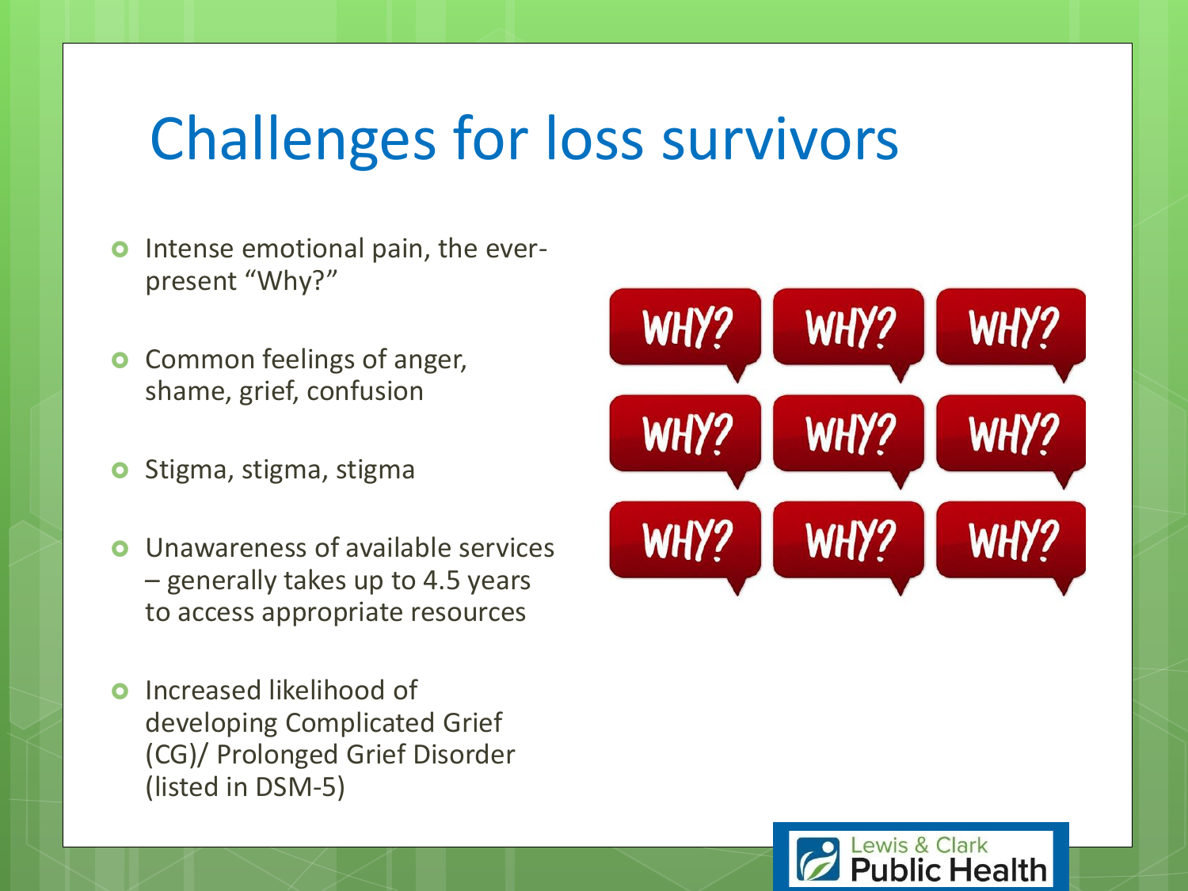# Challenges for loss survivors

- Intense emotional pain, the ever-present "Why?"
- Common feelings of anger, shame, grief, confusion
- Stigma, stigma, stigma
- Unawareness of available services – generally takes up to 4.5 years to access appropriate resources
- Increased likelihood of developing Complicated Grief (CG)/ Prolonged Grief Disorder (listed in DSM-5)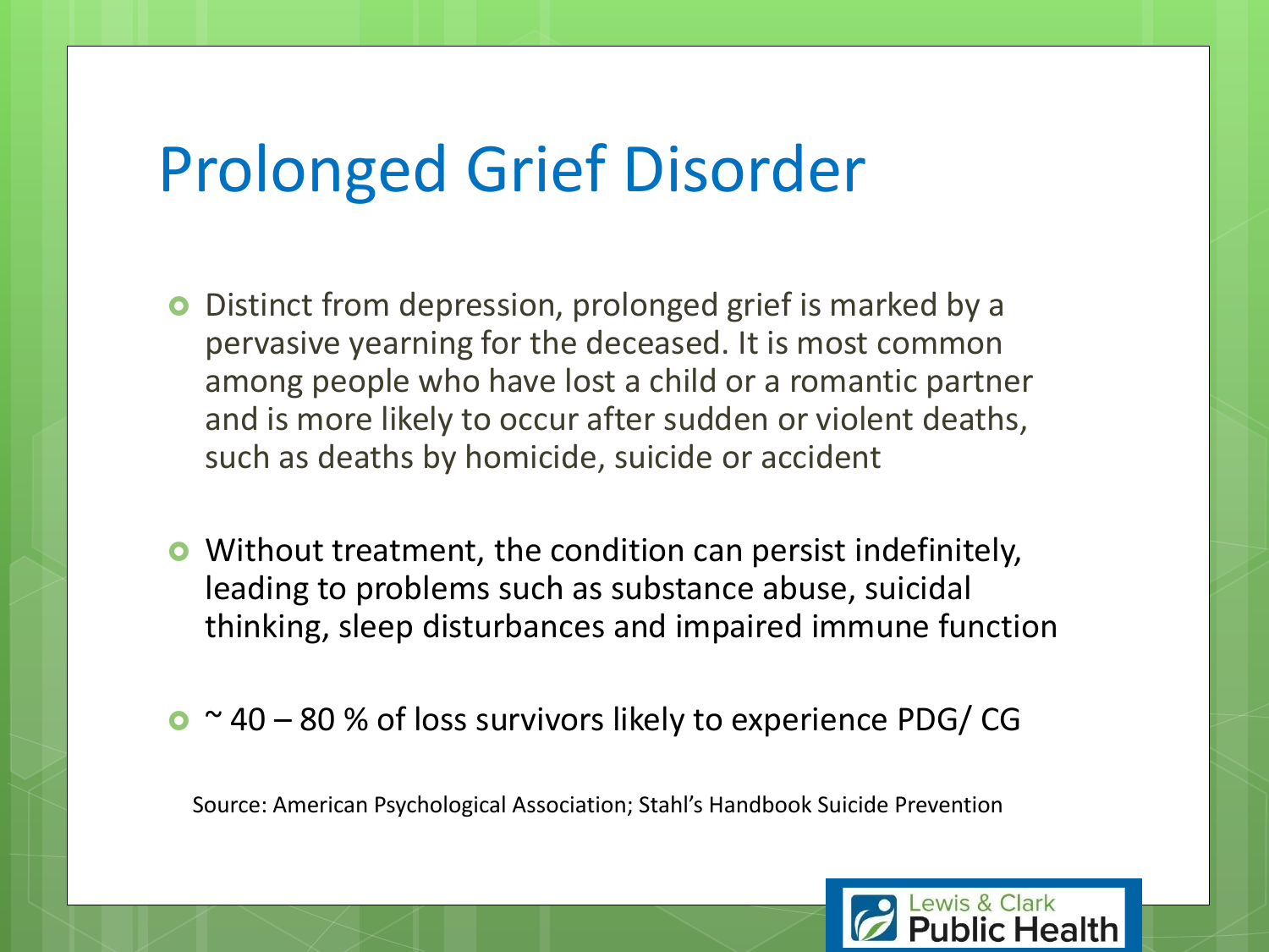# Prolonged Grief Disorder

- Distinct from depression, prolonged grief is marked by a pervasive yearning for the deceased. It is most common among people who have lost a child or a romantic partner and is more likely to occur after sudden or violent deaths, such as deaths by homicide, suicide or accident
- Without treatment, the condition can persist indefinitely, leading to problems such as substance abuse, suicidal thinking, sleep disturbances and impaired immune function
- ~ 40 – 80 % of loss survivors likely to experience PDG/ CG

Source: American Psychological Association; Stahl's Handbook Suicide Prevention

Lewis & Clark Public Health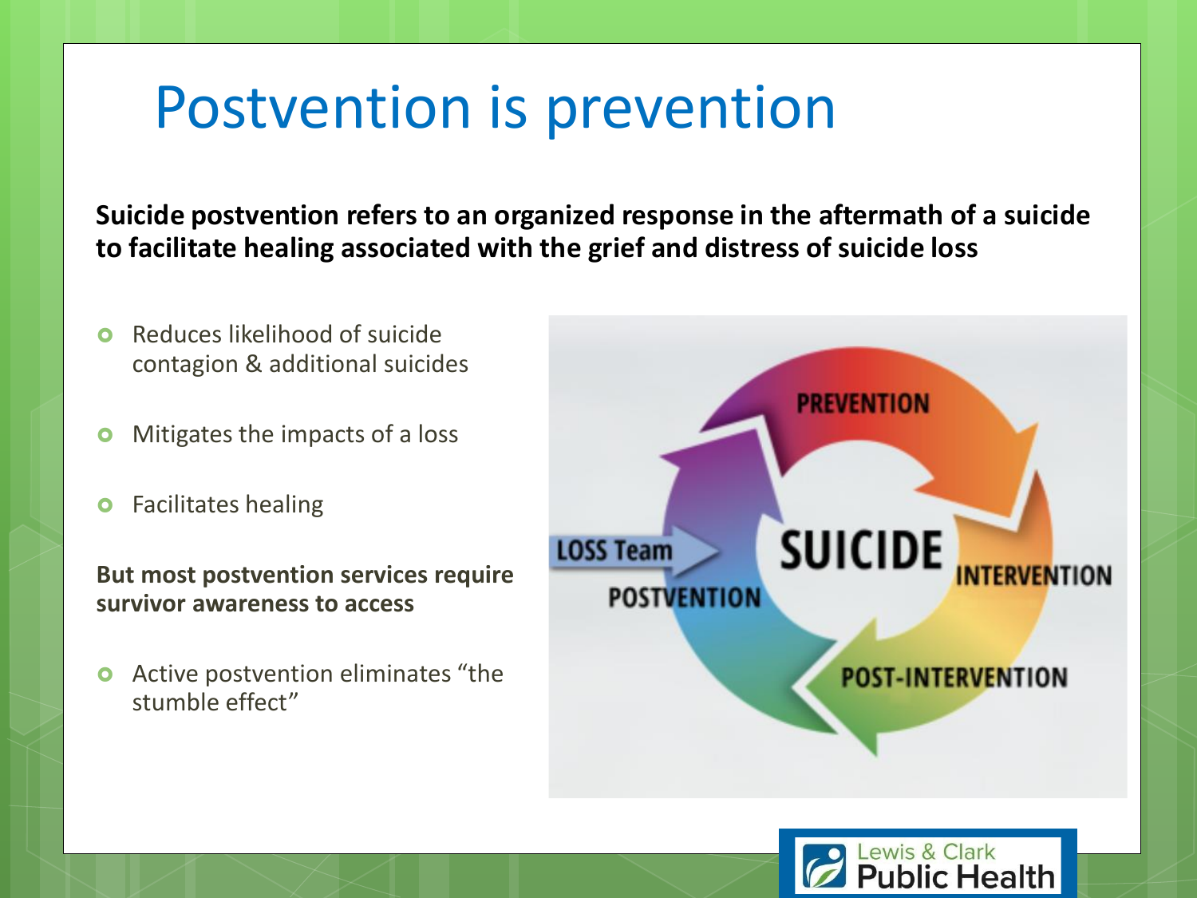# Postvention is prevention

**Suicide postvention refers to an organized response in the aftermath of a suicide to facilitate healing associated with the grief and distress of suicide loss**

- Reduces likelihood of suicide contagion & additional suicides
- Mitigates the impacts of a loss
- Facilitates healing

**But most postvention services require survivor awareness to access**

- Active postvention eliminates “the stumble effect”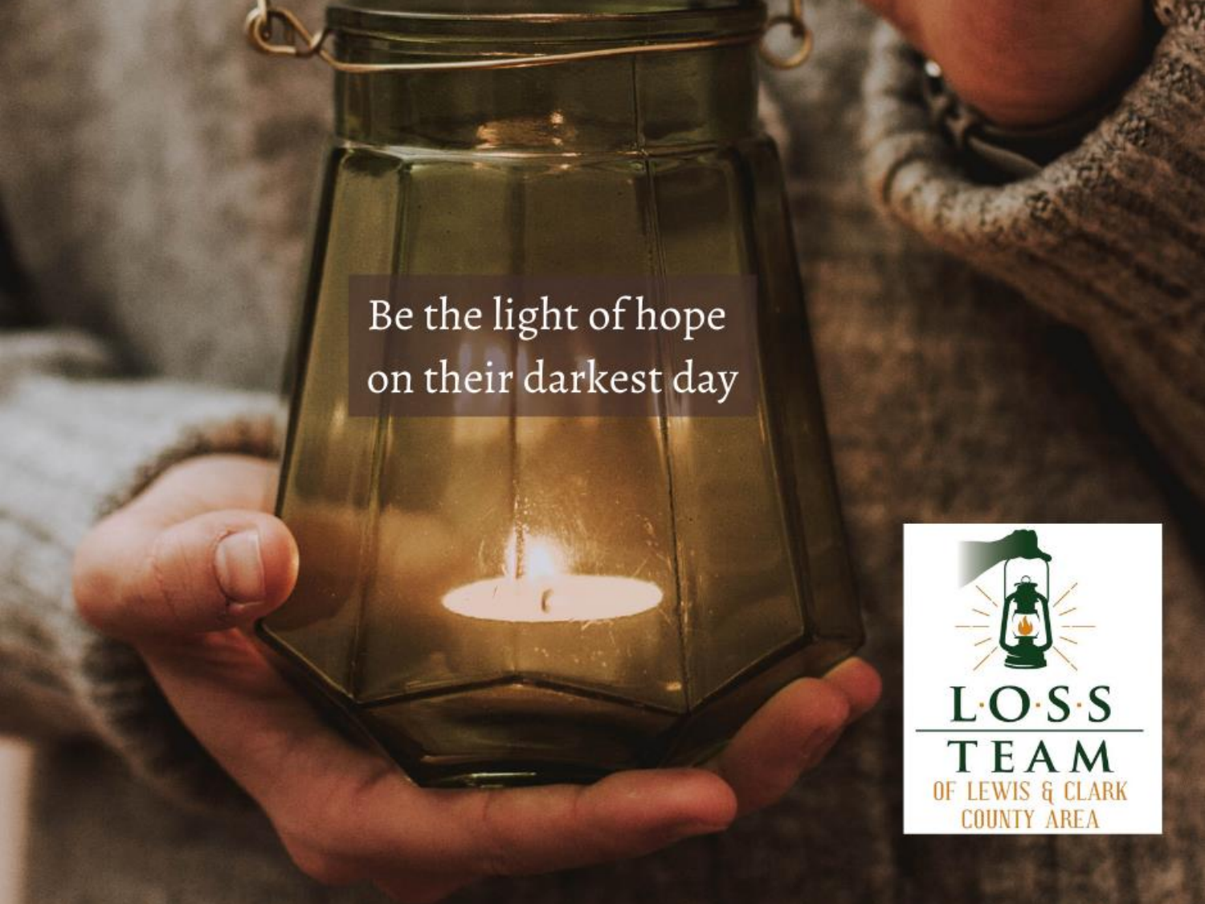Be the light of hope on their darkest day

L·O·S·S TEAM OF LEWIS & CLARK COUNTY AREA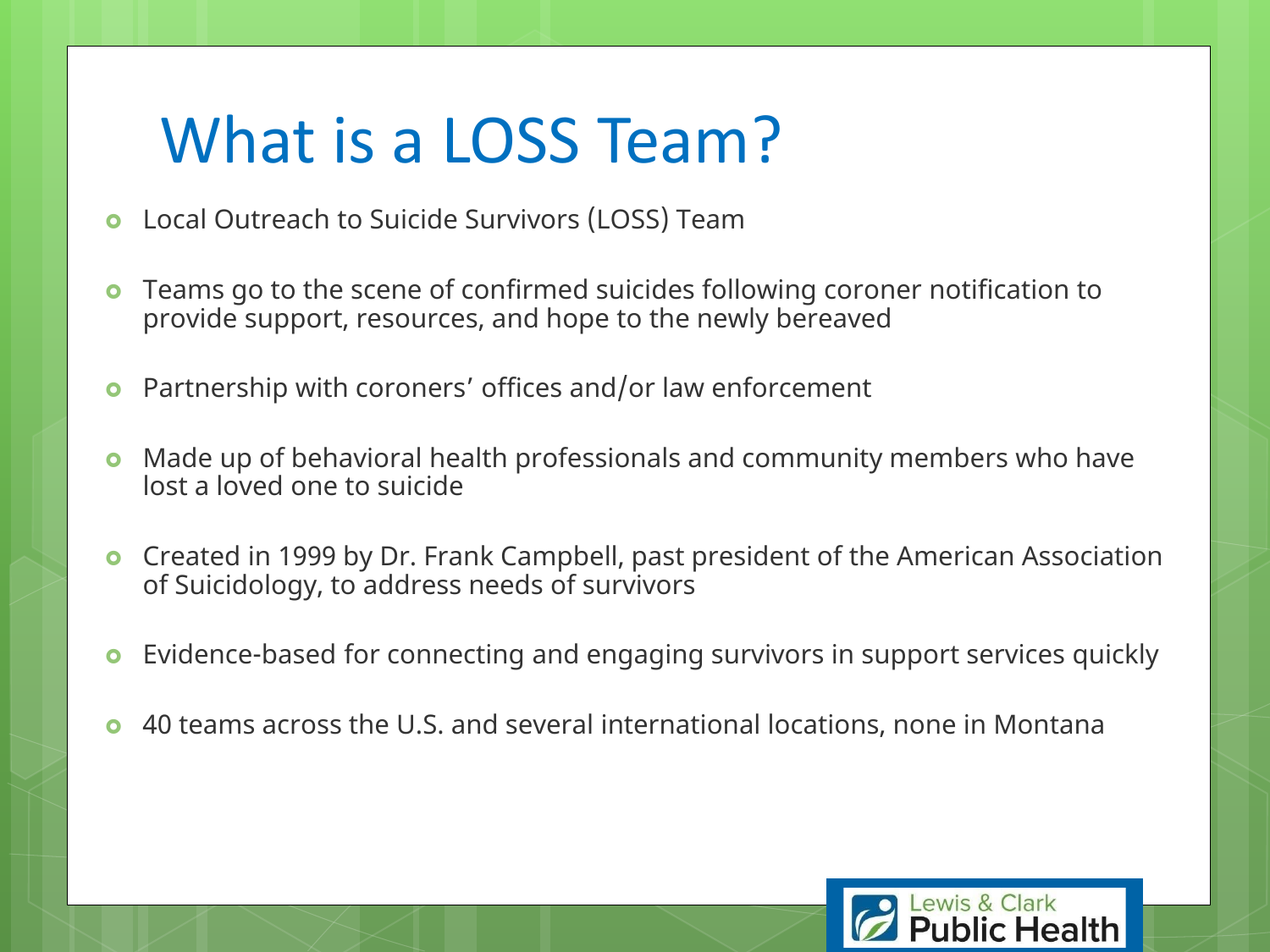# What is a LOSS Team?

- Local Outreach to Suicide Survivors (LOSS) Team
- Teams go to the scene of confirmed suicides following coroner notification to provide support, resources, and hope to the newly bereaved
- Partnership with coroners' offices and/or law enforcement
- Made up of behavioral health professionals and community members who have lost a loved one to suicide
- Created in 1999 by Dr. Frank Campbell, past president of the American Association of Suicidology, to address needs of survivors
- Evidence-based for connecting and engaging survivors in support services quickly
- 40 teams across the U.S. and several international locations, none in Montana

Lewis & Clark Public Health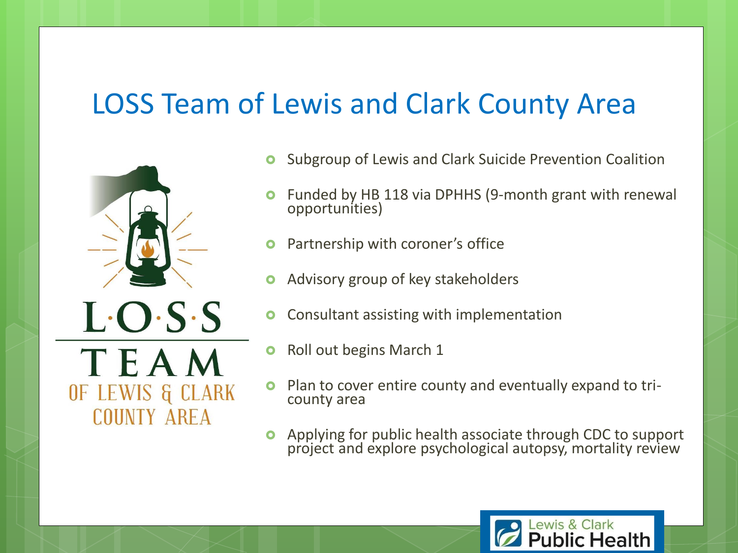# LOSS Team of Lewis and Clark County Area

L·O·S·S
TEAM
OF LEWIS & CLARK COUNTY AREA

- Subgroup of Lewis and Clark Suicide Prevention Coalition
- Funded by HB 118 via DPHHS (9-month grant with renewal opportunities)
- Partnership with coroner's office
- Advisory group of key stakeholders
- Consultant assisting with implementation
- Roll out begins March 1
- Plan to cover entire county and eventually expand to tri-county area
- Applying for public health associate through CDC to support project and explore psychological autopsy, mortality review

Lewis & Clark Public Health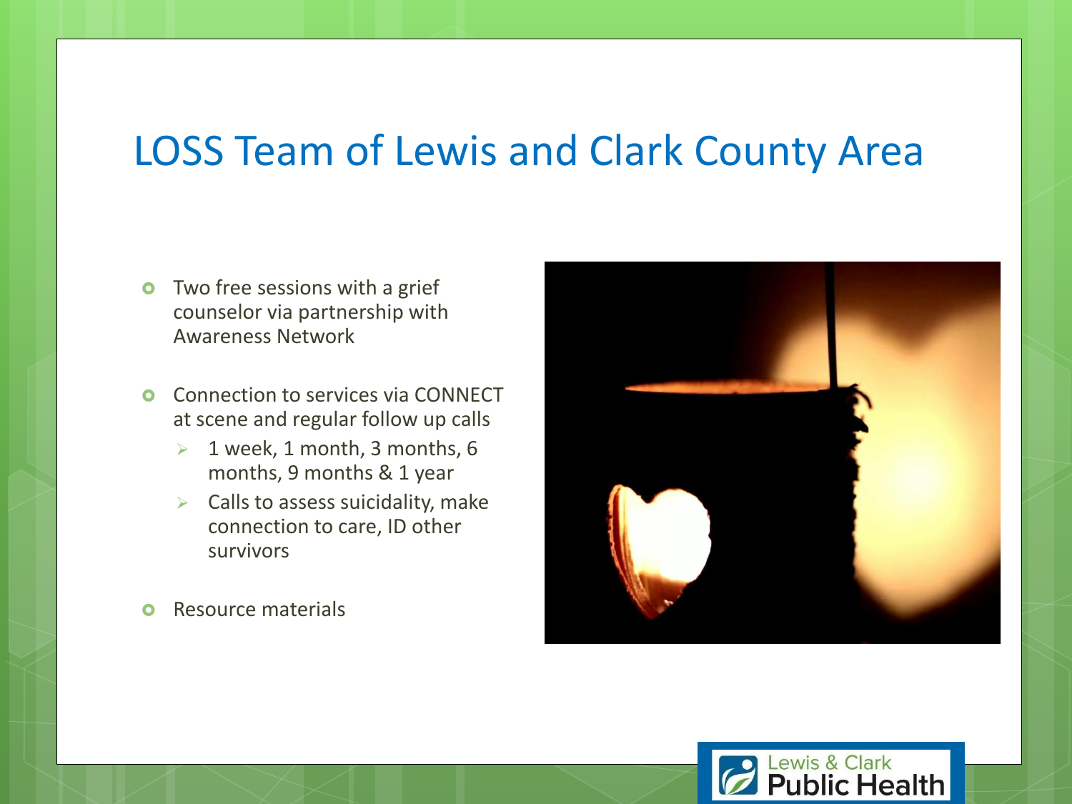# LOSS Team of Lewis and Clark County Area

- Two free sessions with a grief counselor via partnership with Awareness Network
- Connection to services via CONNECT at scene and regular follow up calls
  - 1 week, 1 month, 3 months, 6 months, 9 months & 1 year
  - Calls to assess suicidality, make connection to care, ID other survivors
- Resource materials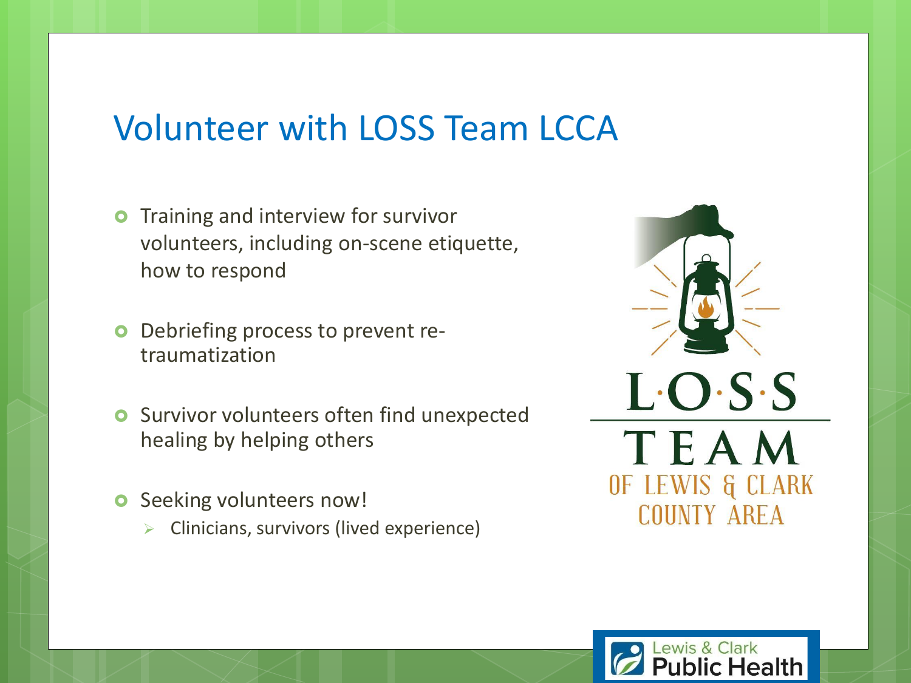## Volunteer with LOSS Team LCCA

- Training and interview for survivor volunteers, including on-scene etiquette, how to respond
- Debriefing process to prevent re-traumatization
- Survivor volunteers often find unexpected healing by helping others
- Seeking volunteers now!
  - Clinicians, survivors (lived experience)

L·O·S·S TEAM OF LEWIS & CLARK COUNTY AREA

Lewis & Clark Public Health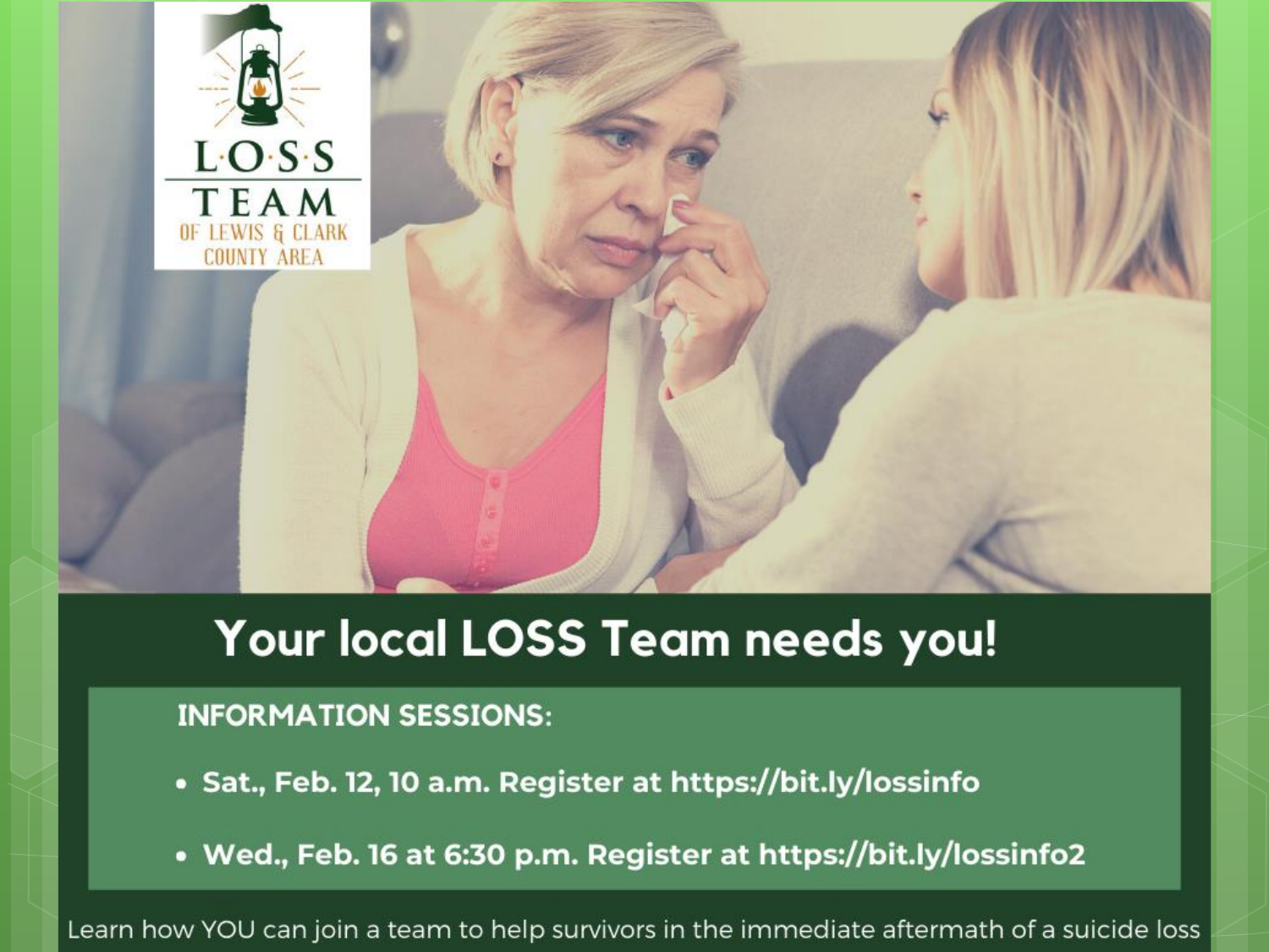L·O·S·S TEAM OF LEWIS & CLARK COUNTY AREA

# Your local LOSS Team needs you!

**INFORMATION SESSIONS:**

- **Sat., Feb. 12, 10 a.m. Register at https://bit.ly/lossinfo**
- **Wed., Feb. 16 at 6:30 p.m. Register at https://bit.ly/lossinfo2**

Learn how YOU can join a team to help survivors in the immediate aftermath of a suicide loss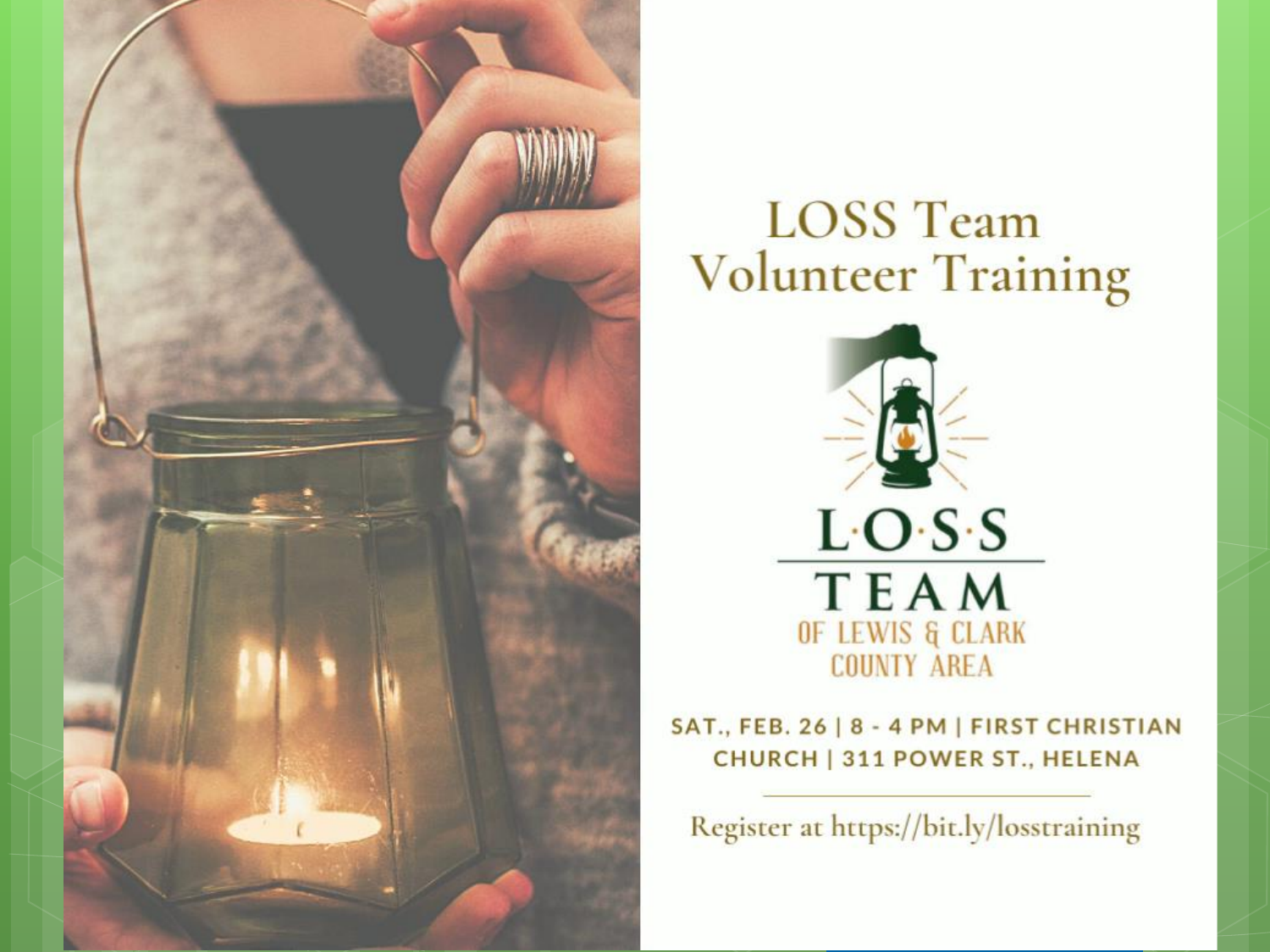# LOSS Team Volunteer Training

L·O·S·S
TEAM
OF LEWIS & CLARK COUNTY AREA

**SAT., FEB. 26 | 8 - 4 PM | FIRST CHRISTIAN CHURCH | 311 POWER ST., HELENA**

Register at https://bit.ly/losstraining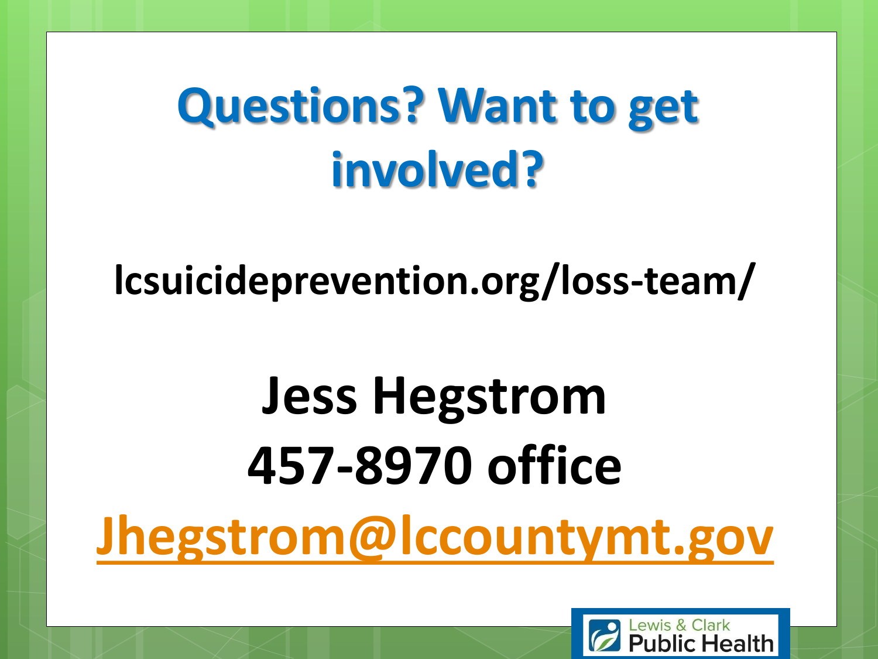# Questions? Want to get involved?

**lcsuicideprevention.org/loss-team/**

**Jess Hegstrom**

**457-8970 office**

**Jhegstrom@lccountymt.gov**

Lewis & Clark Public Health